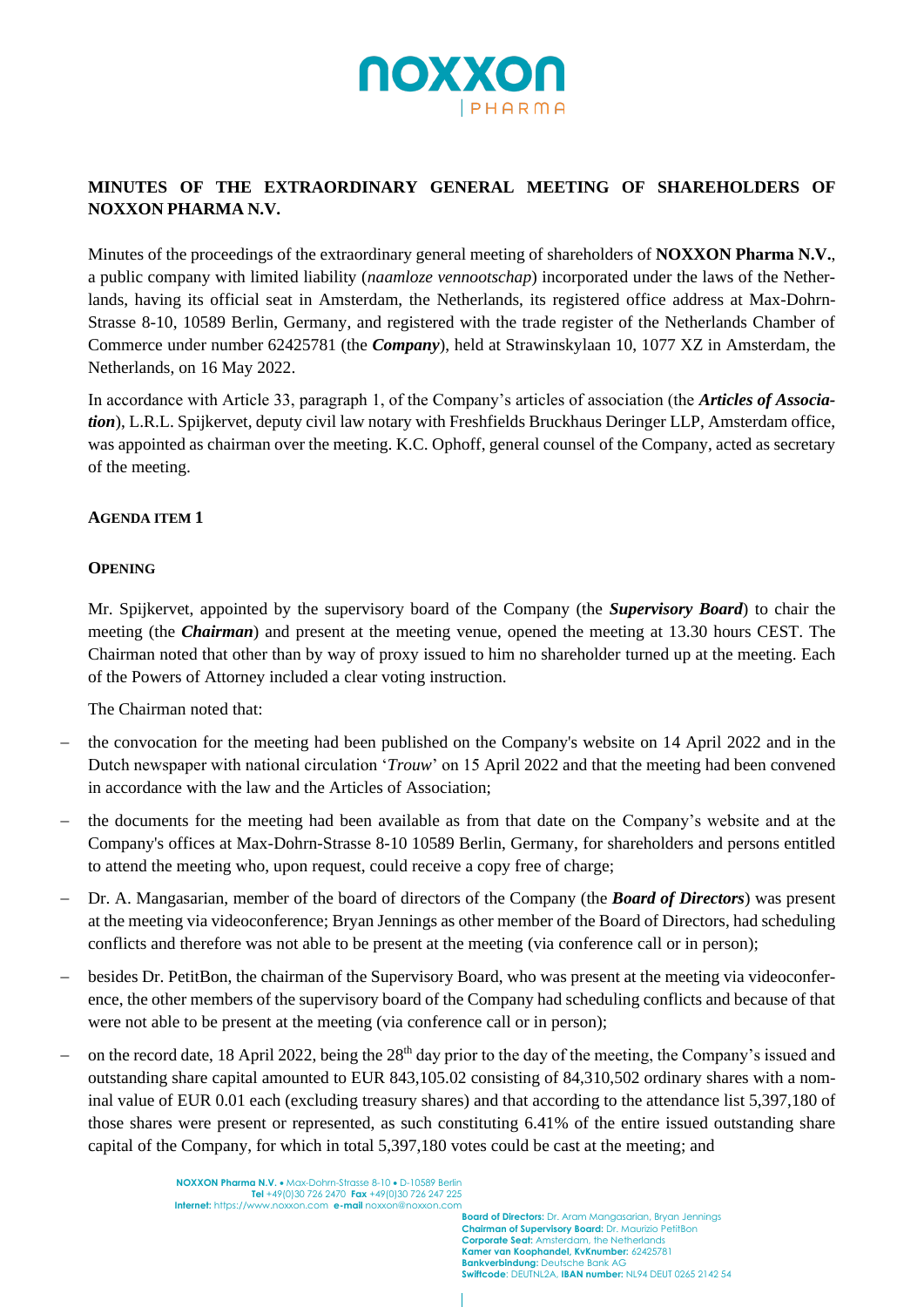# MINUTES OF THE EXTRAORDINARY GENERAL MEETING OF SHAREHOLDERS OF NOXXON PHARMA N.V.

Minutes of the proceedings of the extraordinary general meeting of shareholders of **NOXXON Pharma N.V.**, a public company with limited liability (*naamloze vennootschap*) incorporated under the laws of the Netherlands, having its official seat in Amsterdam, the Netherlands, its registered office address at Max-Dohrn-Strasse 8-10, 10589 Berlin, Germany, and registered with the trade register of the Netherlands Chamber of Commerce under number 62425781 (the ***Company***), held at Strawinskylaan 10, 1077 XZ in Amsterdam, the Netherlands, on 16 May 2022.

In accordance with Article 33, paragraph 1, of the Company's articles of association (the ***Articles of Association***), L.R.L. Spijkervet, deputy civil law notary with Freshfields Bruckhaus Deringer LLP, Amsterdam office, was appointed as chairman over the meeting. K.C. Ophoff, general counsel of the Company, acted as secretary of the meeting.

## AGENDA ITEM 1

### OPENING

Mr. Spijkervet, appointed by the supervisory board of the Company (the ***Supervisory Board***) to chair the meeting (the ***Chairman***) and present at the meeting venue, opened the meeting at 13.30 hours CEST. The Chairman noted that other than by way of proxy issued to him no shareholder turned up at the meeting. Each of the Powers of Attorney included a clear voting instruction.

The Chairman noted that:

- the convocation for the meeting had been published on the Company's website on 14 April 2022 and in the Dutch newspaper with national circulation '*Trouw*' on 15 April 2022 and that the meeting had been convened in accordance with the law and the Articles of Association;
- the documents for the meeting had been available as from that date on the Company's website and at the Company's offices at Max-Dohrn-Strasse 8-10 10589 Berlin, Germany, for shareholders and persons entitled to attend the meeting who, upon request, could receive a copy free of charge;
- Dr. A. Mangasarian, member of the board of directors of the Company (the ***Board of Directors***) was present at the meeting via videoconference; Bryan Jennings as other member of the Board of Directors, had scheduling conflicts and therefore was not able to be present at the meeting (via conference call or in person);
- besides Dr. PetitBon, the chairman of the Supervisory Board, who was present at the meeting via videoconference, the other members of the supervisory board of the Company had scheduling conflicts and because of that were not able to be present at the meeting (via conference call or in person);
- on the record date, 18 April 2022, being the 28th day prior to the day of the meeting, the Company's issued and outstanding share capital amounted to EUR 843,105.02 consisting of 84,310,502 ordinary shares with a nominal value of EUR 0.01 each (excluding treasury shares) and that according to the attendance list 5,397,180 of those shares were present or represented, as such constituting 6.41% of the entire issued outstanding share capital of the Company, for which in total 5,397,180 votes could be cast at the meeting; and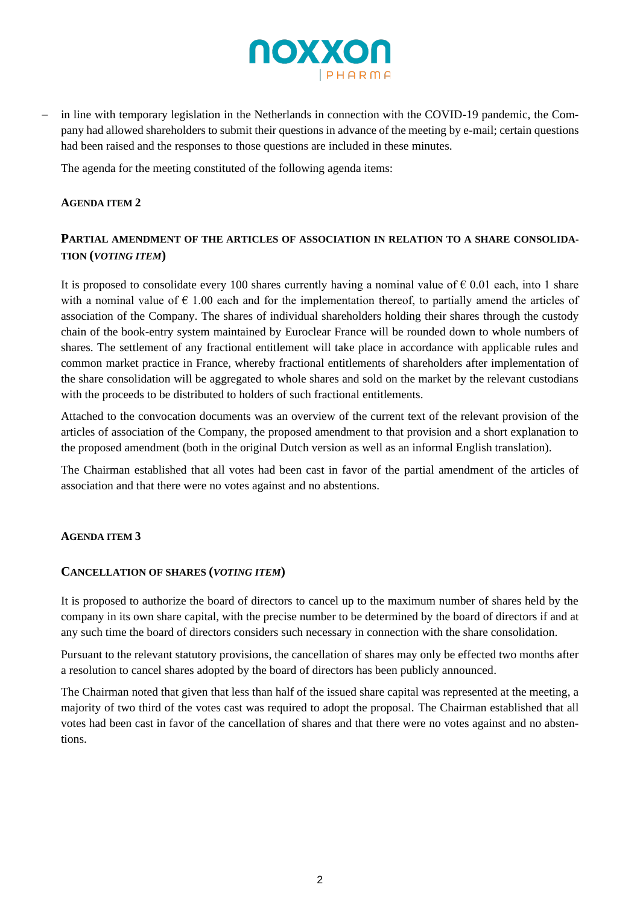– in line with temporary legislation in the Netherlands in connection with the COVID-19 pandemic, the Company had allowed shareholders to submit their questions in advance of the meeting by e-mail; certain questions had been raised and the responses to those questions are included in these minutes.

The agenda for the meeting constituted of the following agenda items:

**AGENDA ITEM 2**

### PARTIAL AMENDMENT OF THE ARTICLES OF ASSOCIATION IN RELATION TO A SHARE CONSOLIDATION (*VOTING ITEM*)

It is proposed to consolidate every 100 shares currently having a nominal value of € 0.01 each, into 1 share with a nominal value of € 1.00 each and for the implementation thereof, to partially amend the articles of association of the Company. The shares of individual shareholders holding their shares through the custody chain of the book-entry system maintained by Euroclear France will be rounded down to whole numbers of shares. The settlement of any fractional entitlement will take place in accordance with applicable rules and common market practice in France, whereby fractional entitlements of shareholders after implementation of the share consolidation will be aggregated to whole shares and sold on the market by the relevant custodians with the proceeds to be distributed to holders of such fractional entitlements.

Attached to the convocation documents was an overview of the current text of the relevant provision of the articles of association of the Company, the proposed amendment to that provision and a short explanation to the proposed amendment (both in the original Dutch version as well as an informal English translation).

The Chairman established that all votes had been cast in favor of the partial amendment of the articles of association and that there were no votes against and no abstentions.

**AGENDA ITEM 3**

### CANCELLATION OF SHARES (*VOTING ITEM*)

It is proposed to authorize the board of directors to cancel up to the maximum number of shares held by the company in its own share capital, with the precise number to be determined by the board of directors if and at any such time the board of directors considers such necessary in connection with the share consolidation.

Pursuant to the relevant statutory provisions, the cancellation of shares may only be effected two months after a resolution to cancel shares adopted by the board of directors has been publicly announced.

The Chairman noted that given that less than half of the issued share capital was represented at the meeting, a majority of two third of the votes cast was required to adopt the proposal. The Chairman established that all votes had been cast in favor of the cancellation of shares and that there were no votes against and no abstentions.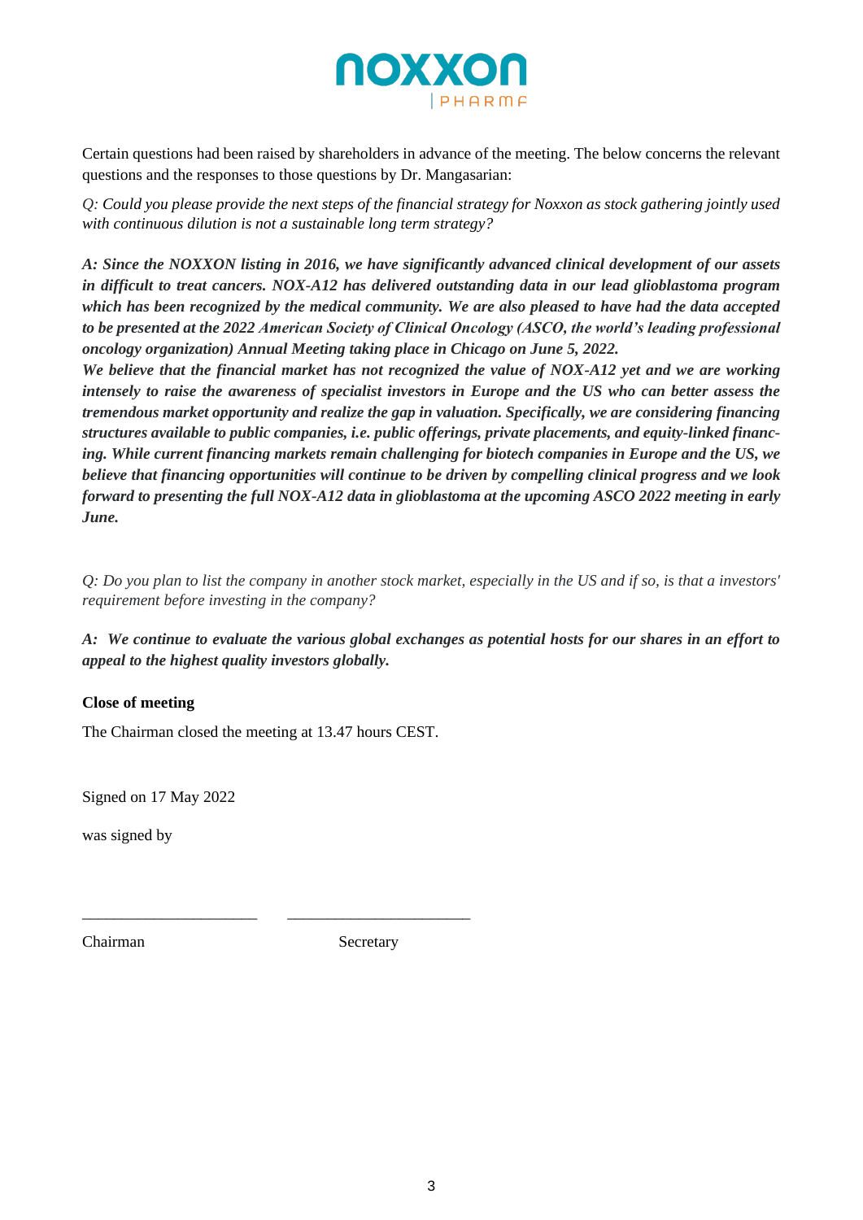Certain questions had been raised by shareholders in advance of the meeting. The below concerns the relevant questions and the responses to those questions by Dr. Mangasarian:

*Q: Could you please provide the next steps of the financial strategy for Noxxon as stock gathering jointly used with continuous dilution is not a sustainable long term strategy?*

***A: Since the NOXXON listing in 2016, we have significantly advanced clinical development of our assets in difficult to treat cancers. NOX-A12 has delivered outstanding data in our lead glioblastoma program which has been recognized by the medical community. We are also pleased to have had the data accepted to be presented at the 2022 American Society of Clinical Oncology (ASCO, the world's leading professional oncology organization) Annual Meeting taking place in Chicago on June 5, 2022.***
***We believe that the financial market has not recognized the value of NOX-A12 yet and we are working intensely to raise the awareness of specialist investors in Europe and the US who can better assess the tremendous market opportunity and realize the gap in valuation. Specifically, we are considering financing structures available to public companies, i.e. public offerings, private placements, and equity-linked financing. While current financing markets remain challenging for biotech companies in Europe and the US, we believe that financing opportunities will continue to be driven by compelling clinical progress and we look forward to presenting the full NOX-A12 data in glioblastoma at the upcoming ASCO 2022 meeting in early June.***

*Q: Do you plan to list the company in another stock market, especially in the US and if so, is that a investors' requirement before investing in the company?*

***A: We continue to evaluate the various global exchanges as potential hosts for our shares in an effort to appeal to the highest quality investors globally.***

**Close of meeting**

The Chairman closed the meeting at 13.47 hours CEST.

Signed on 17 May 2022

was signed by

\_\_\_\_\_\_\_\_\_\_\_\_\_\_\_\_\_\_\_\_\_\_ \_\_\_\_\_\_\_\_\_\_\_\_\_\_\_\_\_\_\_\_\_\_\_

Chairman Secretary